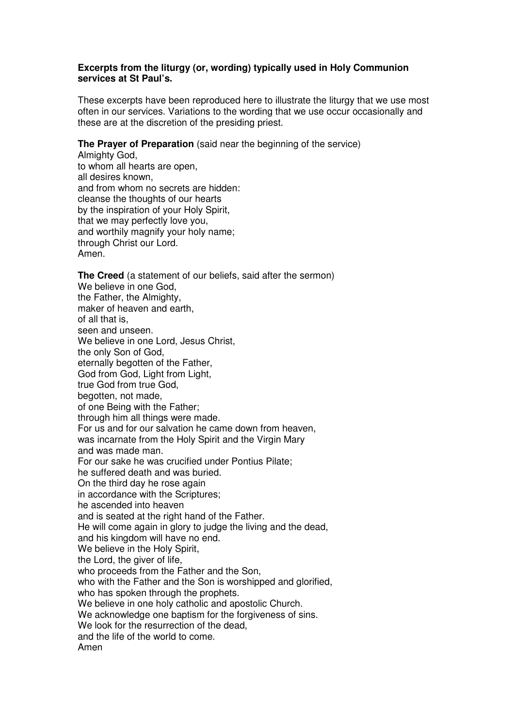**Excerpts from the liturgy (or, wording) typically used in Holy Communion services at St Paul's.**

These excerpts have been reproduced here to illustrate the liturgy that we use most often in our services. Variations to the wording that we use occur occasionally and these are at the discretion of the presiding priest.

**The Prayer of Preparation** (said near the beginning of the service)
Almighty God,
to whom all hearts are open,
all desires known,
and from whom no secrets are hidden:
cleanse the thoughts of our hearts
by the inspiration of your Holy Spirit,
that we may perfectly love you,
and worthily magnify your holy name;
through Christ our Lord.
Amen.

**The Creed** (a statement of our beliefs, said after the sermon)
We believe in one God,
the Father, the Almighty,
maker of heaven and earth,
of all that is,
seen and unseen.
We believe in one Lord, Jesus Christ,
the only Son of God,
eternally begotten of the Father,
God from God, Light from Light,
true God from true God,
begotten, not made,
of one Being with the Father;
through him all things were made.
For us and for our salvation he came down from heaven,
was incarnate from the Holy Spirit and the Virgin Mary
and was made man.
For our sake he was crucified under Pontius Pilate;
he suffered death and was buried.
On the third day he rose again
in accordance with the Scriptures;
he ascended into heaven
and is seated at the right hand of the Father.
He will come again in glory to judge the living and the dead,
and his kingdom will have no end.
We believe in the Holy Spirit,
the Lord, the giver of life,
who proceeds from the Father and the Son,
who with the Father and the Son is worshipped and glorified,
who has spoken through the prophets.
We believe in one holy catholic and apostolic Church.
We acknowledge one baptism for the forgiveness of sins.
We look for the resurrection of the dead,
and the life of the world to come.
Amen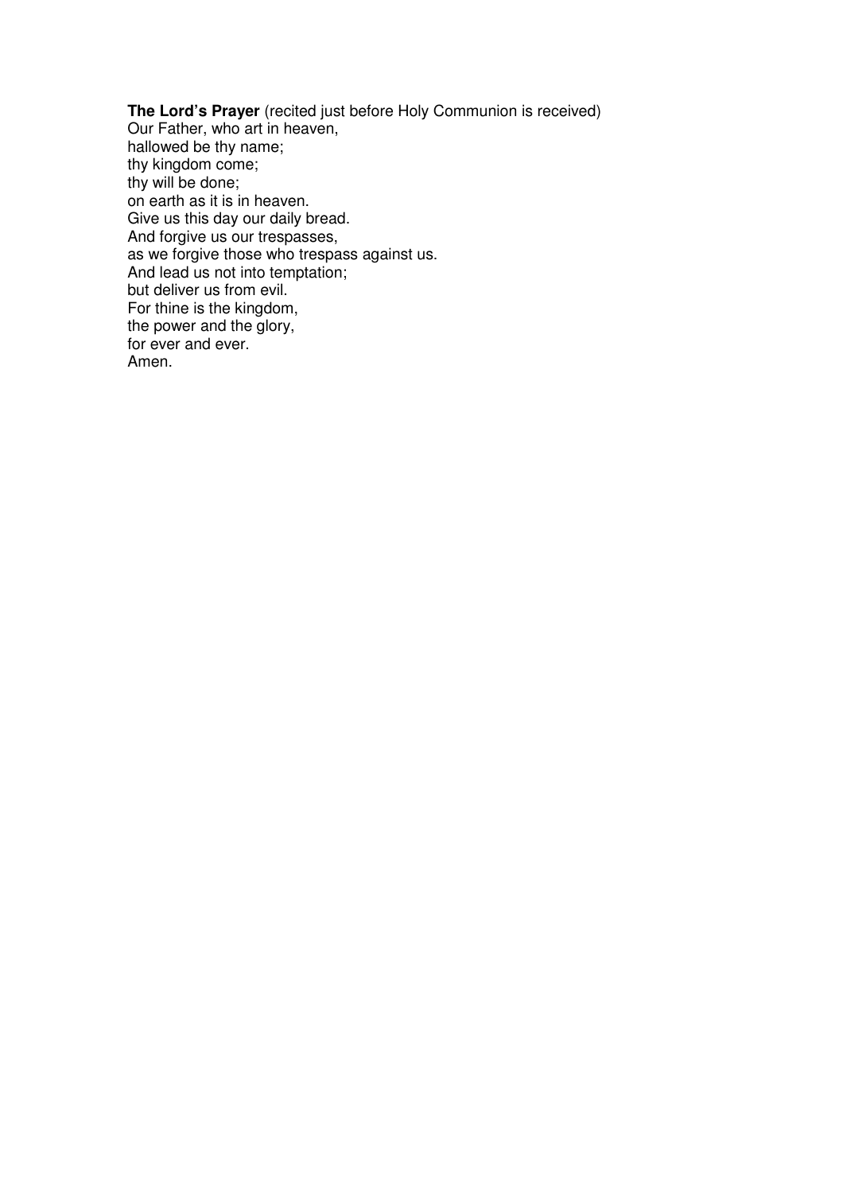**The Lord's Prayer** (recited just before Holy Communion is received)
Our Father, who art in heaven,
hallowed be thy name;
thy kingdom come;
thy will be done;
on earth as it is in heaven.
Give us this day our daily bread.
And forgive us our trespasses,
as we forgive those who trespass against us.
And lead us not into temptation;
but deliver us from evil.
For thine is the kingdom,
the power and the glory,
for ever and ever.
Amen.